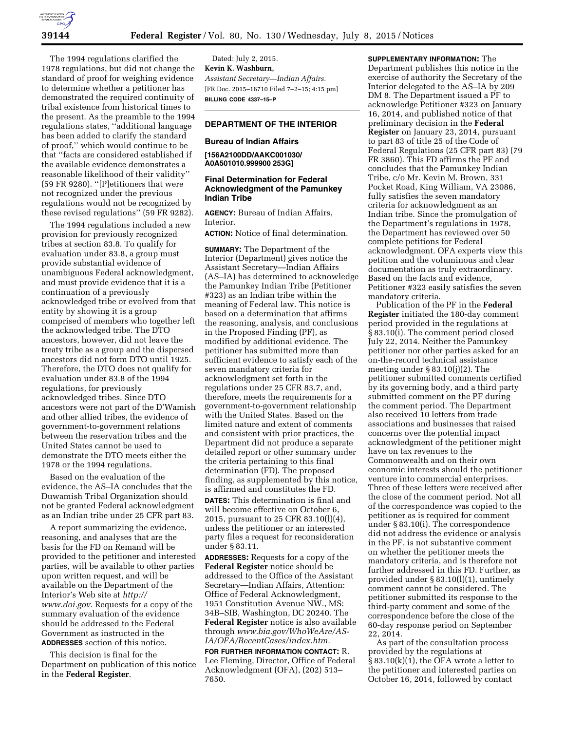The 1994 regulations clarified the 1978 regulations, but did not change the standard of proof for weighing evidence to determine whether a petitioner has demonstrated the required continuity of tribal existence from historical times to the present. As the preamble to the 1994 regulations states, ''additional language has been added to clarify the standard of proof,'' which would continue to be that ''facts are considered established if the available evidence demonstrates a reasonable likelihood of their validity'' (59 FR 9280). ''[P]etitioners that were not recognized under the previous regulations would not be recognized by these revised regulations'' (59 FR 9282).

The 1994 regulations included a new provision for previously recognized tribes at section 83.8. To qualify for evaluation under 83.8, a group must provide substantial evidence of unambiguous Federal acknowledgment, and must provide evidence that it is a continuation of a previously acknowledged tribe or evolved from that entity by showing it is a group comprised of members who together left the acknowledged tribe. The DTO ancestors, however, did not leave the treaty tribe as a group and the dispersed ancestors did not form DTO until 1925. Therefore, the DTO does not qualify for evaluation under 83.8 of the 1994 regulations, for previously acknowledged tribes. Since DTO ancestors were not part of the D'Wamish and other allied tribes, the evidence of government-to-government relations between the reservation tribes and the United States cannot be used to demonstrate the DTO meets either the 1978 or the 1994 regulations.

Based on the evaluation of the evidence, the AS–IA concludes that the Duwamish Tribal Organization should not be granted Federal acknowledgment as an Indian tribe under 25 CFR part 83.

A report summarizing the evidence, reasoning, and analyses that are the basis for the FD on Remand will be provided to the petitioner and interested parties, will be available to other parties upon written request, and will be available on the Department of the Interior's Web site at *http://www.doi.gov.* Requests for a copy of the summary evaluation of the evidence should be addressed to the Federal Government as instructed in the **ADDRESSES** section of this notice.

This decision is final for the Department on publication of this notice in the **Federal Register**.

Dated: July 2, 2015.

**Kevin K. Washburn,**

*Assistant Secretary—Indian Affairs.*

[FR Doc. 2015–16710 Filed 7–2–15; 4:15 pm]

**BILLING CODE 4337–15–P**

## DEPARTMENT OF THE INTERIOR

### Bureau of Indian Affairs

**[156A2100DD/AAKC001030/A0A501010.999900 253G]**

### Final Determination for Federal Acknowledgment of the Pamunkey Indian Tribe

**AGENCY:** Bureau of Indian Affairs, Interior.

**ACTION:** Notice of final determination.

**SUMMARY:** The Department of the Interior (Department) gives notice the Assistant Secretary—Indian Affairs (AS–IA) has determined to acknowledge the Pamunkey Indian Tribe (Petitioner #323) as an Indian tribe within the meaning of Federal law. This notice is based on a determination that affirms the reasoning, analysis, and conclusions in the Proposed Finding (PF), as modified by additional evidence. The petitioner has submitted more than sufficient evidence to satisfy each of the seven mandatory criteria for acknowledgment set forth in the regulations under 25 CFR 83.7, and, therefore, meets the requirements for a government-to-government relationship with the United States. Based on the limited nature and extent of comments and consistent with prior practices, the Department did not produce a separate detailed report or other summary under the criteria pertaining to this final determination (FD). The proposed finding, as supplemented by this notice, is affirmed and constitutes the FD.

**DATES:** This determination is final and will become effective on October 6, 2015, pursuant to 25 CFR 83.10(l)(4), unless the petitioner or an interested party files a request for reconsideration under § 83.11.

**ADDRESSES:** Requests for a copy of the **Federal Register** notice should be addressed to the Office of the Assistant Secretary—Indian Affairs, Attention: Office of Federal Acknowledgment, 1951 Constitution Avenue NW., MS: 34B–SIB, Washington, DC 20240. The **Federal Register** notice is also available through *www.bia.gov/WhoWeAre/AS-IA/OFA/RecentCases/index.htm.*

**FOR FURTHER INFORMATION CONTACT:** R. Lee Fleming, Director, Office of Federal Acknowledgment (OFA), (202) 513–7650.

**SUPPLEMENTARY INFORMATION:** The Department publishes this notice in the exercise of authority the Secretary of the Interior delegated to the AS–IA by 209 DM 8. The Department issued a PF to acknowledge Petitioner #323 on January 16, 2014, and published notice of that preliminary decision in the **Federal Register** on January 23, 2014, pursuant to part 83 of title 25 of the Code of Federal Regulations (25 CFR part 83) (79 FR 3860). This FD affirms the PF and concludes that the Pamunkey Indian Tribe, c/o Mr. Kevin M. Brown, 331 Pocket Road, King William, VA 23086, fully satisfies the seven mandatory criteria for acknowledgment as an Indian tribe. Since the promulgation of the Department's regulations in 1978, the Department has reviewed over 50 complete petitions for Federal acknowledgment. OFA experts view this petition and the voluminous and clear documentation as truly extraordinary. Based on the facts and evidence, Petitioner #323 easily satisfies the seven mandatory criteria.

Publication of the PF in the **Federal Register** initiated the 180-day comment period provided in the regulations at § 83.10(i). The comment period closed July 22, 2014. Neither the Pamunkey petitioner nor other parties asked for an on-the-record technical assistance meeting under § 83.10(j)(2). The petitioner submitted comments certified by its governing body, and a third party submitted comment on the PF during the comment period. The Department also received 10 letters from trade associations and businesses that raised concerns over the potential impact acknowledgment of the petitioner might have on tax revenues to the Commonwealth and on their own economic interests should the petitioner venture into commercial enterprises. Three of these letters were received after the close of the comment period. Not all of the correspondence was copied to the petitioner as is required for comment under § 83.10(i). The correspondence did not address the evidence or analysis in the PF, is not substantive comment on whether the petitioner meets the mandatory criteria, and is therefore not further addressed in this FD. Further, as provided under § 83.10(l)(1), untimely comment cannot be considered. The petitioner submitted its response to the third-party comment and some of the correspondence before the close of the 60-day response period on September 22, 2014.

As part of the consultation process provided by the regulations at § 83.10(k)(1), the OFA wrote a letter to the petitioner and interested parties on October 16, 2014, followed by contact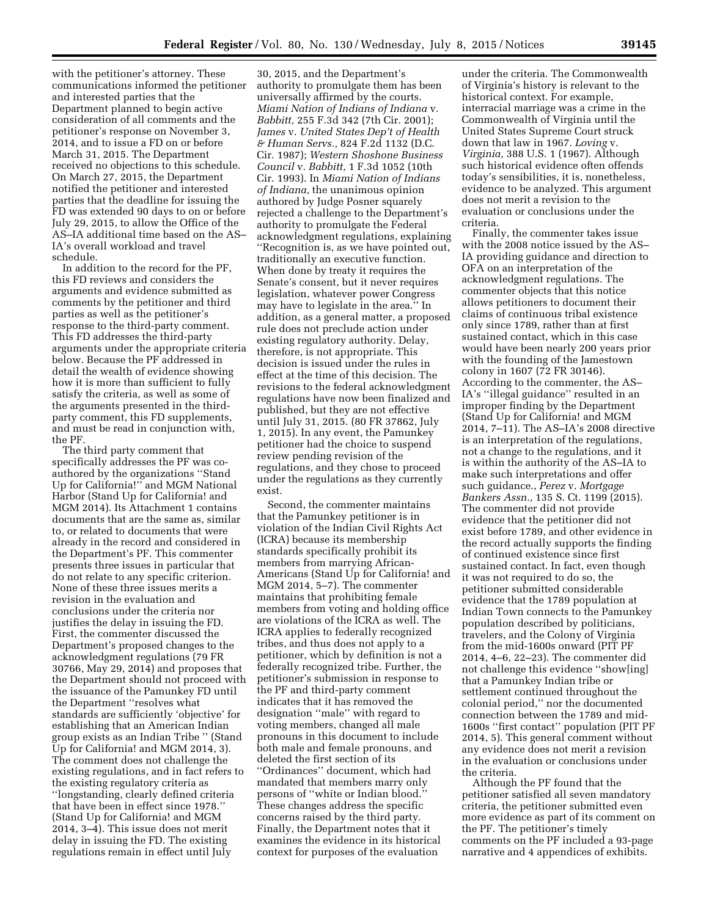with the petitioner's attorney. These communications informed the petitioner and interested parties that the Department planned to begin active consideration of all comments and the petitioner's response on November 3, 2014, and to issue a FD on or before March 31, 2015. The Department received no objections to this schedule. On March 27, 2015, the Department notified the petitioner and interested parties that the deadline for issuing the FD was extended 90 days to on or before July 29, 2015, to allow the Office of the AS–IA additional time based on the AS–IA's overall workload and travel schedule.

In addition to the record for the PF, this FD reviews and considers the arguments and evidence submitted as comments by the petitioner and third parties as well as the petitioner's response to the third-party comment. This FD addresses the third-party arguments under the appropriate criteria below. Because the PF addressed in detail the wealth of evidence showing how it is more than sufficient to fully satisfy the criteria, as well as some of the arguments presented in the third-party comment, this FD supplements, and must be read in conjunction with, the PF.

The third party comment that specifically addresses the PF was co-authored by the organizations ''Stand Up for California!'' and MGM National Harbor (Stand Up for California! and MGM 2014). Its Attachment 1 contains documents that are the same as, similar to, or related to documents that were already in the record and considered in the Department's PF. This commenter presents three issues in particular that do not relate to any specific criterion. None of these three issues merits a revision in the evaluation and conclusions under the criteria nor justifies the delay in issuing the FD. First, the commenter discussed the Department's proposed changes to the acknowledgment regulations (79 FR 30766, May 29, 2014) and proposes that the Department should not proceed with the issuance of the Pamunkey FD until the Department ''resolves what standards are sufficiently 'objective' for establishing that an American Indian group exists as an Indian Tribe '' (Stand Up for California! and MGM 2014, 3). The comment does not challenge the existing regulations, and in fact refers to the existing regulatory criteria as ''longstanding, clearly defined criteria that have been in effect since 1978.'' (Stand Up for California! and MGM 2014, 3–4). This issue does not merit delay in issuing the FD. The existing regulations remain in effect until July 30, 2015, and the Department's authority to promulgate them has been universally affirmed by the courts. *Miami Nation of Indians of Indiana* v. *Babbitt,* 255 F.3d 342 (7th Cir. 2001); *James* v. *United States Dep't of Health & Human Servs.,* 824 F.2d 1132 (D.C. Cir. 1987); *Western Shoshone Business Council* v. *Babbitt,* 1 F.3d 1052 (10th Cir. 1993). In *Miami Nation of Indians of Indiana,* the unanimous opinion authored by Judge Posner squarely rejected a challenge to the Department's authority to promulgate the Federal acknowledgment regulations, explaining ''Recognition is, as we have pointed out, traditionally an executive function. When done by treaty it requires the Senate's consent, but it never requires legislation, whatever power Congress may have to legislate in the area.'' In addition, as a general matter, a proposed rule does not preclude action under existing regulatory authority. Delay, therefore, is not appropriate. This decision is issued under the rules in effect at the time of this decision. The revisions to the federal acknowledgment regulations have now been finalized and published, but they are not effective until July 31, 2015. (80 FR 37862, July 1, 2015). In any event, the Pamunkey petitioner had the choice to suspend review pending revision of the regulations, and they chose to proceed under the regulations as they currently exist.

Second, the commenter maintains that the Pamunkey petitioner is in violation of the Indian Civil Rights Act (ICRA) because its membership standards specifically prohibit its members from marrying African-Americans (Stand Up for California! and MGM 2014, 5–7). The commenter maintains that prohibiting female members from voting and holding office are violations of the ICRA as well. The ICRA applies to federally recognized tribes, and thus does not apply to a petitioner, which by definition is not a federally recognized tribe. Further, the petitioner's submission in response to the PF and third-party comment indicates that it has removed the designation ''male'' with regard to voting members, changed all male pronouns in this document to include both male and female pronouns, and deleted the first section of its ''Ordinances'' document, which had mandated that members marry only persons of ''white or Indian blood.'' These changes address the specific concerns raised by the third party. Finally, the Department notes that it examines the evidence in its historical context for purposes of the evaluation under the criteria. The Commonwealth of Virginia's history is relevant to the historical context. For example, interracial marriage was a crime in the Commonwealth of Virginia until the United States Supreme Court struck down that law in 1967. *Loving* v. *Virginia,* 388 U.S. 1 (1967). Although such historical evidence often offends today's sensibilities, it is, nonetheless, evidence to be analyzed. This argument does not merit a revision to the evaluation or conclusions under the criteria.

Finally, the commenter takes issue with the 2008 notice issued by the AS–IA providing guidance and direction to OFA on an interpretation of the acknowledgment regulations. The commenter objects that this notice allows petitioners to document their claims of continuous tribal existence only since 1789, rather than at first sustained contact, which in this case would have been nearly 200 years prior with the founding of the Jamestown colony in 1607 (72 FR 30146). According to the commenter, the AS–IA's ''illegal guidance'' resulted in an improper finding by the Department (Stand Up for California! and MGM 2014, 7–11). The AS–IA's 2008 directive is an interpretation of the regulations, not a change to the regulations, and it is within the authority of the AS–IA to make such interpretations and offer such guidance., *Perez* v. *Mortgage Bankers Assn.,* 135 S. Ct. 1199 (2015). The commenter did not provide evidence that the petitioner did not exist before 1789, and other evidence in the record actually supports the finding of continued existence since first sustained contact. In fact, even though it was not required to do so, the petitioner submitted considerable evidence that the 1789 population at Indian Town connects to the Pamunkey population described by politicians, travelers, and the Colony of Virginia from the mid-1600s onward (PIT PF 2014, 4–6, 22–23). The commenter did not challenge this evidence ''show[ing] that a Pamunkey Indian tribe or settlement continued throughout the colonial period,'' nor the documented connection between the 1789 and mid-1600s ''first contact'' population (PIT PF 2014, 5). This general comment without any evidence does not merit a revision in the evaluation or conclusions under the criteria.

Although the PF found that the petitioner satisfied all seven mandatory criteria, the petitioner submitted even more evidence as part of its comment on the PF. The petitioner's timely comments on the PF included a 93-page narrative and 4 appendices of exhibits.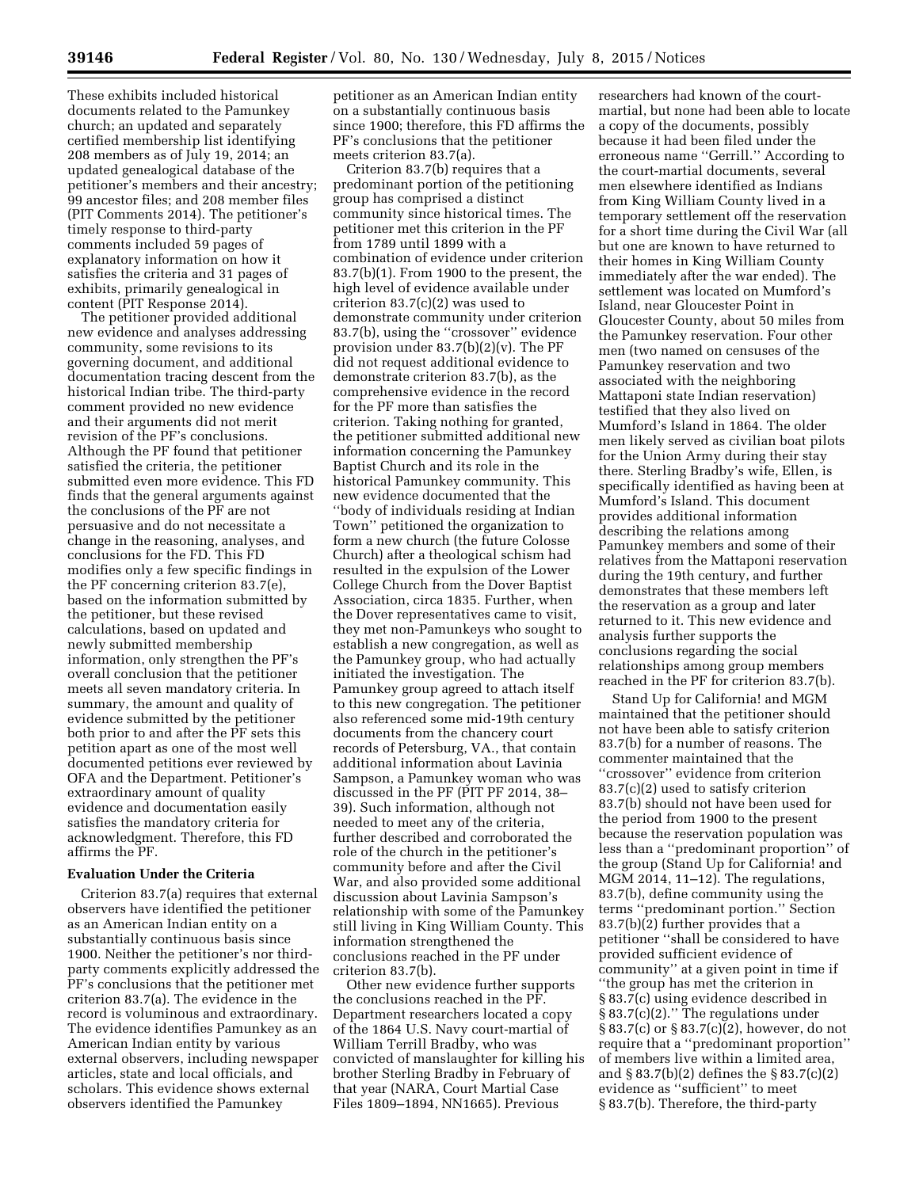These exhibits included historical documents related to the Pamunkey church; an updated and separately certified membership list identifying 208 members as of July 19, 2014; an updated genealogical database of the petitioner's members and their ancestry; 99 ancestor files; and 208 member files (PIT Comments 2014). The petitioner's timely response to third-party comments included 59 pages of explanatory information on how it satisfies the criteria and 31 pages of exhibits, primarily genealogical in content (PIT Response 2014).

The petitioner provided additional new evidence and analyses addressing community, some revisions to its governing document, and additional documentation tracing descent from the historical Indian tribe. The third-party comment provided no new evidence and their arguments did not merit revision of the PF's conclusions. Although the PF found that petitioner satisfied the criteria, the petitioner submitted even more evidence. This FD finds that the general arguments against the conclusions of the PF are not persuasive and do not necessitate a change in the reasoning, analyses, and conclusions for the FD. This FD modifies only a few specific findings in the PF concerning criterion 83.7(e), based on the information submitted by the petitioner, but these revised calculations, based on updated and newly submitted membership information, only strengthen the PF's overall conclusion that the petitioner meets all seven mandatory criteria. In summary, the amount and quality of evidence submitted by the petitioner both prior to and after the PF sets this petition apart as one of the most well documented petitions ever reviewed by OFA and the Department. Petitioner's extraordinary amount of quality evidence and documentation easily satisfies the mandatory criteria for acknowledgment. Therefore, this FD affirms the PF.

## Evaluation Under the Criteria

Criterion 83.7(a) requires that external observers have identified the petitioner as an American Indian entity on a substantially continuous basis since 1900. Neither the petitioner's nor third-party comments explicitly addressed the PF's conclusions that the petitioner met criterion 83.7(a). The evidence in the record is voluminous and extraordinary. The evidence identifies Pamunkey as an American Indian entity by various external observers, including newspaper articles, state and local officials, and scholars. This evidence shows external observers identified the Pamunkey petitioner as an American Indian entity on a substantially continuous basis since 1900; therefore, this FD affirms the PF's conclusions that the petitioner meets criterion 83.7(a).

Criterion 83.7(b) requires that a predominant portion of the petitioning group has comprised a distinct community since historical times. The petitioner met this criterion in the PF from 1789 until 1899 with a combination of evidence under criterion 83.7(b)(1). From 1900 to the present, the high level of evidence available under criterion 83.7(c)(2) was used to demonstrate community under criterion 83.7(b), using the "crossover" evidence provision under 83.7(b)(2)(v). The PF did not request additional evidence to demonstrate criterion 83.7(b), as the comprehensive evidence in the record for the PF more than satisfies the criterion. Taking nothing for granted, the petitioner submitted additional new information concerning the Pamunkey Baptist Church and its role in the historical Pamunkey community. This new evidence documented that the "body of individuals residing at Indian Town" petitioned the organization to form a new church (the future Colosse Church) after a theological schism had resulted in the expulsion of the Lower College Church from the Dover Baptist Association, circa 1835. Further, when the Dover representatives came to visit, they met non-Pamunkeys who sought to establish a new congregation, as well as the Pamunkey group, who had actually initiated the investigation. The Pamunkey group agreed to attach itself to this new congregation. The petitioner also referenced some mid-19th century documents from the chancery court records of Petersburg, VA., that contain additional information about Lavinia Sampson, a Pamunkey woman who was discussed in the PF (PIT PF 2014, 38–39). Such information, although not needed to meet any of the criteria, further described and corroborated the role of the church in the petitioner's community before and after the Civil War, and also provided some additional discussion about Lavinia Sampson's relationship with some of the Pamunkey still living in King William County. This information strengthened the conclusions reached in the PF under criterion 83.7(b).

Other new evidence further supports the conclusions reached in the PF. Department researchers located a copy of the 1864 U.S. Navy court-martial of William Terrill Bradby, who was convicted of manslaughter for killing his brother Sterling Bradby in February of that year (NARA, Court Martial Case Files 1809–1894, NN1665). Previous researchers had known of the court-martial, but none had been able to locate a copy of the documents, possibly because it had been filed under the erroneous name "Gerrill." According to the court-martial documents, several men elsewhere identified as Indians from King William County lived in a temporary settlement off the reservation for a short time during the Civil War (all but one are known to have returned to their homes in King William County immediately after the war ended). The settlement was located on Mumford's Island, near Gloucester Point in Gloucester County, about 50 miles from the Pamunkey reservation. Four other men (two named on censuses of the Pamunkey reservation and two associated with the neighboring Mattaponi state Indian reservation) testified that they also lived on Mumford's Island in 1864. The older men likely served as civilian boat pilots for the Union Army during their stay there. Sterling Bradby's wife, Ellen, is specifically identified as having been at Mumford's Island. This document provides additional information describing the relations among Pamunkey members and some of their relatives from the Mattaponi reservation during the 19th century, and further demonstrates that these members left the reservation as a group and later returned to it. This new evidence and analysis further supports the conclusions regarding the social relationships among group members reached in the PF for criterion 83.7(b).

Stand Up for California! and MGM maintained that the petitioner should not have been able to satisfy criterion 83.7(b) for a number of reasons. The commenter maintained that the "crossover" evidence from criterion 83.7(c)(2) used to satisfy criterion 83.7(b) should not have been used for the period from 1900 to the present because the reservation population was less than a "predominant proportion" of the group (Stand Up for California! and MGM 2014, 11–12). The regulations, 83.7(b), define community using the terms "predominant portion." Section 83.7(b)(2) further provides that a petitioner "shall be considered to have provided sufficient evidence of community" at a given point in time if "the group has met the criterion in § 83.7(c) using evidence described in § 83.7(c)(2)." The regulations under § 83.7(c) or § 83.7(c)(2), however, do not require that a "predominant proportion" of members live within a limited area, and § 83.7(b)(2) defines the § 83.7(c)(2) evidence as "sufficient" to meet § 83.7(b). Therefore, the third-party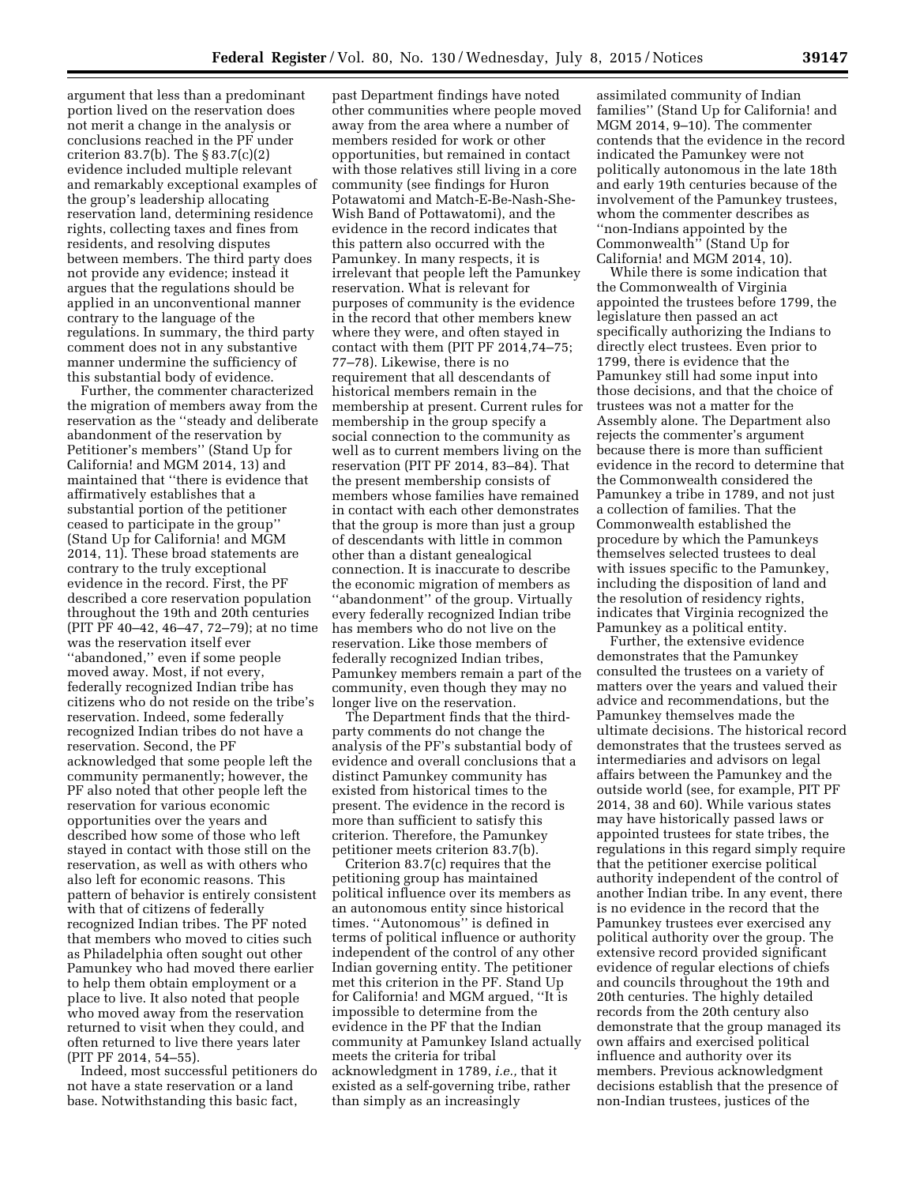argument that less than a predominant portion lived on the reservation does not merit a change in the analysis or conclusions reached in the PF under criterion 83.7(b). The § 83.7(c)(2) evidence included multiple relevant and remarkably exceptional examples of the group's leadership allocating reservation land, determining residence rights, collecting taxes and fines from residents, and resolving disputes between members. The third party does not provide any evidence; instead it argues that the regulations should be applied in an unconventional manner contrary to the language of the regulations. In summary, the third party comment does not in any substantive manner undermine the sufficiency of this substantial body of evidence.

Further, the commenter characterized the migration of members away from the reservation as the ''steady and deliberate abandonment of the reservation by Petitioner's members'' (Stand Up for California! and MGM 2014, 13) and maintained that ''there is evidence that affirmatively establishes that a substantial portion of the petitioner ceased to participate in the group'' (Stand Up for California! and MGM 2014, 11). These broad statements are contrary to the truly exceptional evidence in the record. First, the PF described a core reservation population throughout the 19th and 20th centuries (PIT PF 40–42, 46–47, 72–79); at no time was the reservation itself ever ''abandoned,'' even if some people moved away. Most, if not every, federally recognized Indian tribe has citizens who do not reside on the tribe's reservation. Indeed, some federally recognized Indian tribes do not have a reservation. Second, the PF acknowledged that some people left the community permanently; however, the PF also noted that other people left the reservation for various economic opportunities over the years and described how some of those who left stayed in contact with those still on the reservation, as well as with others who also left for economic reasons. This pattern of behavior is entirely consistent with that of citizens of federally recognized Indian tribes. The PF noted that members who moved to cities such as Philadelphia often sought out other Pamunkey who had moved there earlier to help them obtain employment or a place to live. It also noted that people who moved away from the reservation returned to visit when they could, and often returned to live there years later (PIT PF 2014, 54–55).

Indeed, most successful petitioners do not have a state reservation or a land base. Notwithstanding this basic fact, past Department findings have noted other communities where people moved away from the area where a number of members resided for work or other opportunities, but remained in contact with those relatives still living in a core community (see findings for Huron Potawatomi and Match-E-Be-Nash-She-Wish Band of Pottawatomi), and the evidence in the record indicates that this pattern also occurred with the Pamunkey. In many respects, it is irrelevant that people left the Pamunkey reservation. What is relevant for purposes of community is the evidence in the record that other members knew where they were, and often stayed in contact with them (PIT PF 2014,74–75; 77–78). Likewise, there is no requirement that all descendants of historical members remain in the membership at present. Current rules for membership in the group specify a social connection to the community as well as to current members living on the reservation (PIT PF 2014, 83–84). That the present membership consists of members whose families have remained in contact with each other demonstrates that the group is more than just a group of descendants with little in common other than a distant genealogical connection. It is inaccurate to describe the economic migration of members as ''abandonment'' of the group. Virtually every federally recognized Indian tribe has members who do not live on the reservation. Like those members of federally recognized Indian tribes, Pamunkey members remain a part of the community, even though they may no longer live on the reservation.

The Department finds that the third-party comments do not change the analysis of the PF's substantial body of evidence and overall conclusions that a distinct Pamunkey community has existed from historical times to the present. The evidence in the record is more than sufficient to satisfy this criterion. Therefore, the Pamunkey petitioner meets criterion 83.7(b).

Criterion 83.7(c) requires that the petitioning group has maintained political influence over its members as an autonomous entity since historical times. ''Autonomous'' is defined in terms of political influence or authority independent of the control of any other Indian governing entity. The petitioner met this criterion in the PF. Stand Up for California! and MGM argued, ''It is impossible to determine from the evidence in the PF that the Indian community at Pamunkey Island actually meets the criteria for tribal acknowledgment in 1789, *i.e.,* that it existed as a self-governing tribe, rather than simply as an increasingly assimilated community of Indian families'' (Stand Up for California! and MGM 2014, 9–10). The commenter contends that the evidence in the record indicated the Pamunkey were not politically autonomous in the late 18th and early 19th centuries because of the involvement of the Pamunkey trustees, whom the commenter describes as ''non-Indians appointed by the Commonwealth'' (Stand Up for California! and MGM 2014, 10).

While there is some indication that the Commonwealth of Virginia appointed the trustees before 1799, the legislature then passed an act specifically authorizing the Indians to directly elect trustees. Even prior to 1799, there is evidence that the Pamunkey still had some input into those decisions, and that the choice of trustees was not a matter for the Assembly alone. The Department also rejects the commenter's argument because there is more than sufficient evidence in the record to determine that the Commonwealth considered the Pamunkey a tribe in 1789, and not just a collection of families. That the Commonwealth established the procedure by which the Pamunkeys themselves selected trustees to deal with issues specific to the Pamunkey, including the disposition of land and the resolution of residency rights, indicates that Virginia recognized the Pamunkey as a political entity.

Further, the extensive evidence demonstrates that the Pamunkey consulted the trustees on a variety of matters over the years and valued their advice and recommendations, but the Pamunkey themselves made the ultimate decisions. The historical record demonstrates that the trustees served as intermediaries and advisors on legal affairs between the Pamunkey and the outside world (see, for example, PIT PF 2014, 38 and 60). While various states may have historically passed laws or appointed trustees for state tribes, the regulations in this regard simply require that the petitioner exercise political authority independent of the control of another Indian tribe. In any event, there is no evidence in the record that the Pamunkey trustees ever exercised any political authority over the group. The extensive record provided significant evidence of regular elections of chiefs and councils throughout the 19th and 20th centuries. The highly detailed records from the 20th century also demonstrate that the group managed its own affairs and exercised political influence and authority over its members. Previous acknowledgment decisions establish that the presence of non-Indian trustees, justices of the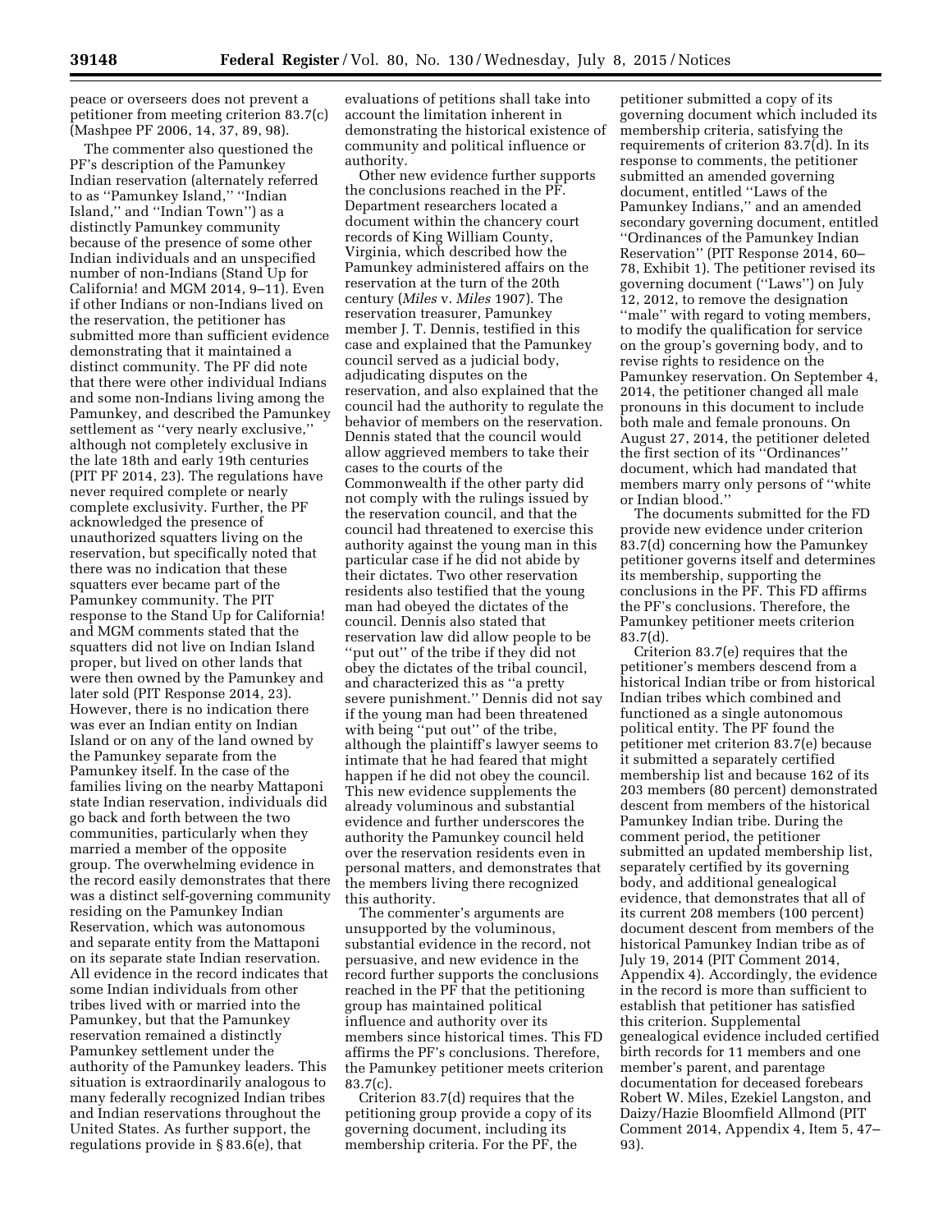peace or overseers does not prevent a petitioner from meeting criterion 83.7(c) (Mashpee PF 2006, 14, 37, 89, 98).

The commenter also questioned the PF's description of the Pamunkey Indian reservation (alternately referred to as "Pamunkey Island," "Indian Island," and "Indian Town") as a distinctly Pamunkey community because of the presence of some other Indian individuals and an unspecified number of non-Indians (Stand Up for California! and MGM 2014, 9–11). Even if other Indians or non-Indians lived on the reservation, the petitioner has submitted more than sufficient evidence demonstrating that it maintained a distinct community. The PF did note that there were other individual Indians and some non-Indians living among the Pamunkey, and described the Pamunkey settlement as "very nearly exclusive," although not completely exclusive in the late 18th and early 19th centuries (PIT PF 2014, 23). The regulations have never required complete or nearly complete exclusivity. Further, the PF acknowledged the presence of unauthorized squatters living on the reservation, but specifically noted that there was no indication that these squatters ever became part of the Pamunkey community. The PIT response to the Stand Up for California! and MGM comments stated that the squatters did not live on Indian Island proper, but lived on other lands that were then owned by the Pamunkey and later sold (PIT Response 2014, 23). However, there is no indication there was ever an Indian entity on Indian Island or on any of the land owned by the Pamunkey separate from the Pamunkey itself. In the case of the families living on the nearby Mattaponi state Indian reservation, individuals did go back and forth between the two communities, particularly when they married a member of the opposite group. The overwhelming evidence in the record easily demonstrates that there was a distinct self-governing community residing on the Pamunkey Indian Reservation, which was autonomous and separate entity from the Mattaponi on its separate state Indian reservation. All evidence in the record indicates that some Indian individuals from other tribes lived with or married into the Pamunkey, but that the Pamunkey reservation remained a distinctly Pamunkey settlement under the authority of the Pamunkey leaders. This situation is extraordinarily analogous to many federally recognized Indian tribes and Indian reservations throughout the United States. As further support, the regulations provide in § 83.6(e), that evaluations of petitions shall take into account the limitation inherent in demonstrating the historical existence of community and political influence or authority.

Other new evidence further supports the conclusions reached in the PF. Department researchers located a document within the chancery court records of King William County, Virginia, which described how the Pamunkey administered affairs on the reservation at the turn of the 20th century (*Miles* v. *Miles* 1907). The reservation treasurer, Pamunkey member J. T. Dennis, testified in this case and explained that the Pamunkey council served as a judicial body, adjudicating disputes on the reservation, and also explained that the council had the authority to regulate the behavior of members on the reservation. Dennis stated that the council would allow aggrieved members to take their cases to the courts of the Commonwealth if the other party did not comply with the rulings issued by the reservation council, and that the council had threatened to exercise this authority against the young man in this particular case if he did not abide by their dictates. Two other reservation residents also testified that the young man had obeyed the dictates of the council. Dennis also stated that reservation law did allow people to be "put out" of the tribe if they did not obey the dictates of the tribal council, and characterized this as "a pretty severe punishment." Dennis did not say if the young man had been threatened with being "put out" of the tribe, although the plaintiff's lawyer seems to intimate that he had feared that might happen if he did not obey the council. This new evidence supplements the already voluminous and substantial evidence and further underscores the authority the Pamunkey council held over the reservation residents even in personal matters, and demonstrates that the members living there recognized this authority.

The commenter's arguments are unsupported by the voluminous, substantial evidence in the record, not persuasive, and new evidence in the record further supports the conclusions reached in the PF that the petitioning group has maintained political influence and authority over its members since historical times. This FD affirms the PF's conclusions. Therefore, the Pamunkey petitioner meets criterion 83.7(c).

Criterion 83.7(d) requires that the petitioning group provide a copy of its governing document, including its membership criteria. For the PF, the petitioner submitted a copy of its governing document which included its membership criteria, satisfying the requirements of criterion 83.7(d). In its response to comments, the petitioner submitted an amended governing document, entitled "Laws of the Pamunkey Indians," and an amended secondary governing document, entitled "Ordinances of the Pamunkey Indian Reservation" (PIT Response 2014, 60–78, Exhibit 1). The petitioner revised its governing document ("Laws") on July 12, 2012, to remove the designation "male" with regard to voting members, to modify the qualification for service on the group's governing body, and to revise rights to residence on the Pamunkey reservation. On September 4, 2014, the petitioner changed all male pronouns in this document to include both male and female pronouns. On August 27, 2014, the petitioner deleted the first section of its "Ordinances" document, which had mandated that members marry only persons of "white or Indian blood."

The documents submitted for the FD provide new evidence under criterion 83.7(d) concerning how the Pamunkey petitioner governs itself and determines its membership, supporting the conclusions in the PF. This FD affirms the PF's conclusions. Therefore, the Pamunkey petitioner meets criterion 83.7(d).

Criterion 83.7(e) requires that the petitioner's members descend from a historical Indian tribe or from historical Indian tribes which combined and functioned as a single autonomous political entity. The PF found the petitioner met criterion 83.7(e) because it submitted a separately certified membership list and because 162 of its 203 members (80 percent) demonstrated descent from members of the historical Pamunkey Indian tribe. During the comment period, the petitioner submitted an updated membership list, separately certified by its governing body, and additional genealogical evidence, that demonstrates that all of its current 208 members (100 percent) document descent from members of the historical Pamunkey Indian tribe as of July 19, 2014 (PIT Comment 2014, Appendix 4). Accordingly, the evidence in the record is more than sufficient to establish that petitioner has satisfied this criterion. Supplemental genealogical evidence included certified birth records for 11 members and one member's parent, and parentage documentation for deceased forebears Robert W. Miles, Ezekiel Langston, and Daizy/Hazie Bloomfield Allmond (PIT Comment 2014, Appendix 4, Item 5, 47–93).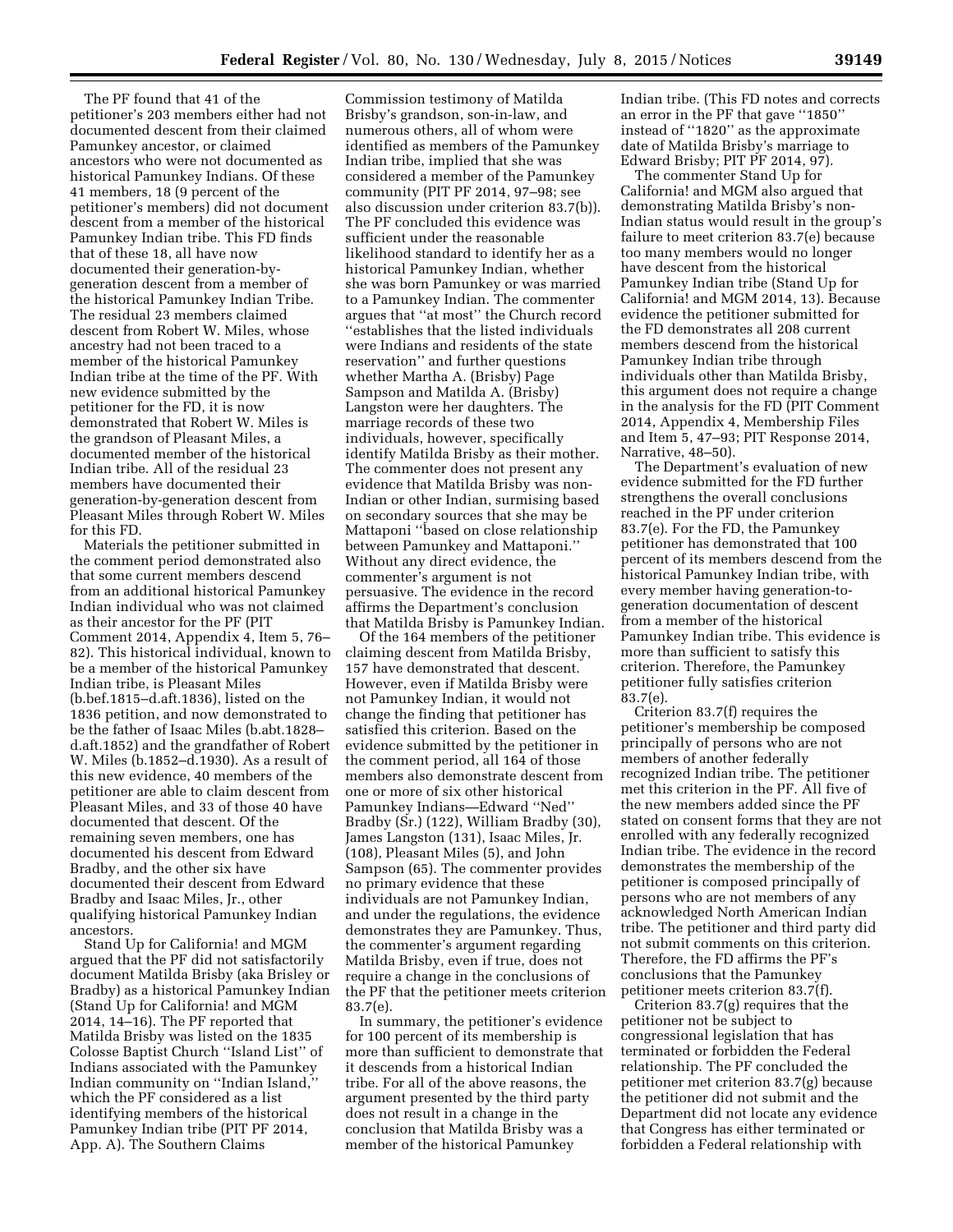The PF found that 41 of the petitioner's 203 members either had not documented descent from their claimed Pamunkey ancestor, or claimed ancestors who were not documented as historical Pamunkey Indians. Of these 41 members, 18 (9 percent of the petitioner's members) did not document descent from a member of the historical Pamunkey Indian tribe. This FD finds that of these 18, all have now documented their generation-by-generation descent from a member of the historical Pamunkey Indian Tribe. The residual 23 members claimed descent from Robert W. Miles, whose ancestry had not been traced to a member of the historical Pamunkey Indian tribe at the time of the PF. With new evidence submitted by the petitioner for the FD, it is now demonstrated that Robert W. Miles is the grandson of Pleasant Miles, a documented member of the historical Indian tribe. All of the residual 23 members have documented their generation-by-generation descent from Pleasant Miles through Robert W. Miles for this FD.

Materials the petitioner submitted in the comment period demonstrated also that some current members descend from an additional historical Pamunkey Indian individual who was not claimed as their ancestor for the PF (PIT Comment 2014, Appendix 4, Item 5, 76–82). This historical individual, known to be a member of the historical Pamunkey Indian tribe, is Pleasant Miles (b.bef.1815–d.aft.1836), listed on the 1836 petition, and now demonstrated to be the father of Isaac Miles (b.abt.1828–d.aft.1852) and the grandfather of Robert W. Miles (b.1852–d.1930). As a result of this new evidence, 40 members of the petitioner are able to claim descent from Pleasant Miles, and 33 of those 40 have documented that descent. Of the remaining seven members, one has documented his descent from Edward Bradby, and the other six have documented their descent from Edward Bradby and Isaac Miles, Jr., other qualifying historical Pamunkey Indian ancestors.

Stand Up for California! and MGM argued that the PF did not satisfactorily document Matilda Brisby (aka Brisley or Bradby) as a historical Pamunkey Indian (Stand Up for California! and MGM 2014, 14–16). The PF reported that Matilda Brisby was listed on the 1835 Colosse Baptist Church "Island List" of Indians associated with the Pamunkey Indian community on "Indian Island," which the PF considered as a list identifying members of the historical Pamunkey Indian tribe (PIT PF 2014, App. A). The Southern Claims Commission testimony of Matilda Brisby's grandson, son-in-law, and numerous others, all of whom were identified as members of the Pamunkey Indian tribe, implied that she was considered a member of the Pamunkey community (PIT PF 2014, 97–98; see also discussion under criterion 83.7(b)). The PF concluded this evidence was sufficient under the reasonable likelihood standard to identify her as a historical Pamunkey Indian, whether she was born Pamunkey or was married to a Pamunkey Indian. The commenter argues that "at most" the Church record "establishes that the listed individuals were Indians and residents of the state reservation" and further questions whether Martha A. (Brisby) Page Sampson and Matilda A. (Brisby) Langston were her daughters. The marriage records of these two individuals, however, specifically identify Matilda Brisby as their mother. The commenter does not present any evidence that Matilda Brisby was non-Indian or other Indian, surmising based on secondary sources that she may be Mattaponi "based on close relationship between Pamunkey and Mattaponi." Without any direct evidence, the commenter's argument is not persuasive. The evidence in the record affirms the Department's conclusion that Matilda Brisby is Pamunkey Indian.

Of the 164 members of the petitioner claiming descent from Matilda Brisby, 157 have demonstrated that descent. However, even if Matilda Brisby were not Pamunkey Indian, it would not change the finding that petitioner has satisfied this criterion. Based on the evidence submitted by the petitioner in the comment period, all 164 of those members also demonstrate descent from one or more of six other historical Pamunkey Indians—Edward "Ned" Bradby (Sr.) (122), William Bradby (30), James Langston (131), Isaac Miles, Jr. (108), Pleasant Miles (5), and John Sampson (65). The commenter provides no primary evidence that these individuals are not Pamunkey Indian, and under the regulations, the evidence demonstrates they are Pamunkey. Thus, the commenter's argument regarding Matilda Brisby, even if true, does not require a change in the conclusions of the PF that the petitioner meets criterion 83.7(e).

In summary, the petitioner's evidence for 100 percent of its membership is more than sufficient to demonstrate that it descends from a historical Indian tribe. For all of the above reasons, the argument presented by the third party does not result in a change in the conclusion that Matilda Brisby was a member of the historical Pamunkey Indian tribe. (This FD notes and corrects an error in the PF that gave "1850" instead of "1820" as the approximate date of Matilda Brisby's marriage to Edward Brisby; PIT PF 2014, 97).

The commenter Stand Up for California! and MGM also argued that demonstrating Matilda Brisby's non-Indian status would result in the group's failure to meet criterion 83.7(e) because too many members would no longer have descent from the historical Pamunkey Indian tribe (Stand Up for California! and MGM 2014, 13). Because evidence the petitioner submitted for the FD demonstrates all 208 current members descend from the historical Pamunkey Indian tribe through individuals other than Matilda Brisby, this argument does not require a change in the analysis for the FD (PIT Comment 2014, Appendix 4, Membership Files and Item 5, 47–93; PIT Response 2014, Narrative, 48–50).

The Department's evaluation of new evidence submitted for the FD further strengthens the overall conclusions reached in the PF under criterion 83.7(e). For the FD, the Pamunkey petitioner has demonstrated that 100 percent of its members descend from the historical Pamunkey Indian tribe, with every member having generation-to-generation documentation of descent from a member of the historical Pamunkey Indian tribe. This evidence is more than sufficient to satisfy this criterion. Therefore, the Pamunkey petitioner fully satisfies criterion 83.7(e).

Criterion 83.7(f) requires the petitioner's membership be composed principally of persons who are not members of another federally recognized Indian tribe. The petitioner met this criterion in the PF. All five of the new members added since the PF stated on consent forms that they are not enrolled with any federally recognized Indian tribe. The evidence in the record demonstrates the membership of the petitioner is composed principally of persons who are not members of any acknowledged North American Indian tribe. The petitioner and third party did not submit comments on this criterion. Therefore, the FD affirms the PF's conclusions that the Pamunkey petitioner meets criterion 83.7(f).

Criterion 83.7(g) requires that the petitioner not be subject to congressional legislation that has terminated or forbidden the Federal relationship. The PF concluded the petitioner met criterion 83.7(g) because the petitioner did not submit and the Department did not locate any evidence that Congress has either terminated or forbidden a Federal relationship with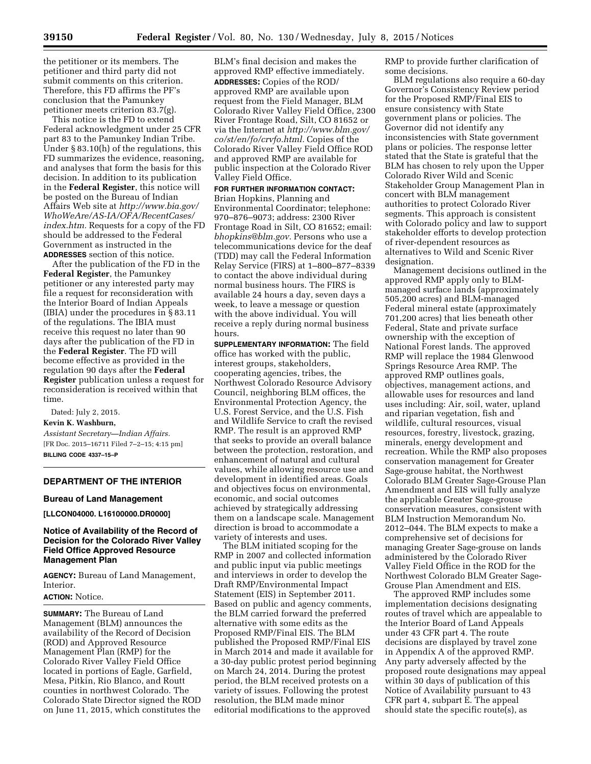the petitioner or its members. The petitioner and third party did not submit comments on this criterion. Therefore, this FD affirms the PF's conclusion that the Pamunkey petitioner meets criterion 83.7(g).

This notice is the FD to extend Federal acknowledgment under 25 CFR part 83 to the Pamunkey Indian Tribe. Under § 83.10(h) of the regulations, this FD summarizes the evidence, reasoning, and analyses that form the basis for this decision. In addition to its publication in the **Federal Register**, this notice will be posted on the Bureau of Indian Affairs Web site at *http://www.bia.gov/WhoWeAre/AS-IA/OFA/RecentCases/index.htm.* Requests for a copy of the FD should be addressed to the Federal Government as instructed in the **ADDRESSES** section of this notice.

After the publication of the FD in the **Federal Register**, the Pamunkey petitioner or any interested party may file a request for reconsideration with the Interior Board of Indian Appeals (IBIA) under the procedures in § 83.11 of the regulations. The IBIA must receive this request no later than 90 days after the publication of the FD in the **Federal Register**. The FD will become effective as provided in the regulation 90 days after the **Federal Register** publication unless a request for reconsideration is received within that time.

Dated: July 2, 2015.

**Kevin K. Washburn,**

*Assistant Secretary—Indian Affairs.*

[FR Doc. 2015–16711 Filed 7–2–15; 4:15 pm]

**BILLING CODE 4337–15–P**

## DEPARTMENT OF THE INTERIOR

### Bureau of Land Management

**[LLCON04000. L16100000.DR0000]**

### Notice of Availability of the Record of Decision for the Colorado River Valley Field Office Approved Resource Management Plan

**AGENCY:** Bureau of Land Management, Interior.

**ACTION:** Notice.

**SUMMARY:** The Bureau of Land Management (BLM) announces the availability of the Record of Decision (ROD) and Approved Resource Management Plan (RMP) for the Colorado River Valley Field Office located in portions of Eagle, Garfield, Mesa, Pitkin, Rio Blanco, and Routt counties in northwest Colorado. The Colorado State Director signed the ROD on June 11, 2015, which constitutes the BLM's final decision and makes the approved RMP effective immediately.

**ADDRESSES:** Copies of the ROD/approved RMP are available upon request from the Field Manager, BLM Colorado River Valley Field Office, 2300 River Frontage Road, Silt, CO 81652 or via the Internet at *http://www.blm.gov/co/st/en/fo/crvfo.html.* Copies of the Colorado River Valley Field Office ROD and approved RMP are available for public inspection at the Colorado River Valley Field Office.

**FOR FURTHER INFORMATION CONTACT:** Brian Hopkins, Planning and Environmental Coordinator; telephone: 970–876–9073; address: 2300 River Frontage Road in Silt, CO 81652; email: *bhopkins@blm.gov.* Persons who use a telecommunications device for the deaf (TDD) may call the Federal Information Relay Service (FIRS) at 1–800–877–8339 to contact the above individual during normal business hours. The FIRS is available 24 hours a day, seven days a week, to leave a message or question with the above individual. You will receive a reply during normal business hours.

**SUPPLEMENTARY INFORMATION:** The field office has worked with the public, interest groups, stakeholders, cooperating agencies, tribes, the Northwest Colorado Resource Advisory Council, neighboring BLM offices, the Environmental Protection Agency, the U.S. Forest Service, and the U.S. Fish and Wildlife Service to craft the revised RMP. The result is an approved RMP that seeks to provide an overall balance between the protection, restoration, and enhancement of natural and cultural values, while allowing resource use and development in identified areas. Goals and objectives focus on environmental, economic, and social outcomes achieved by strategically addressing them on a landscape scale. Management direction is broad to accommodate a variety of interests and uses.

The BLM initiated scoping for the RMP in 2007 and collected information and public input via public meetings and interviews in order to develop the Draft RMP/Environmental Impact Statement (EIS) in September 2011. Based on public and agency comments, the BLM carried forward the preferred alternative with some edits as the Proposed RMP/Final EIS. The BLM published the Proposed RMP/Final EIS in March 2014 and made it available for a 30-day public protest period beginning on March 24, 2014. During the protest period, the BLM received protests on a variety of issues. Following the protest resolution, the BLM made minor editorial modifications to the approved RMP to provide further clarification of some decisions.

BLM regulations also require a 60-day Governor's Consistency Review period for the Proposed RMP/Final EIS to ensure consistency with State government plans or policies. The Governor did not identify any inconsistencies with State government plans or policies. The response letter stated that the State is grateful that the BLM has chosen to rely upon the Upper Colorado River Wild and Scenic Stakeholder Group Management Plan in concert with BLM management authorities to protect Colorado River segments. This approach is consistent with Colorado policy and law to support stakeholder efforts to develop protection of river-dependent resources as alternatives to Wild and Scenic River designation.

Management decisions outlined in the approved RMP apply only to BLM-managed surface lands (approximately 505,200 acres) and BLM-managed Federal mineral estate (approximately 701,200 acres) that lies beneath other Federal, State and private surface ownership with the exception of National Forest lands. The approved RMP will replace the 1984 Glenwood Springs Resource Area RMP. The approved RMP outlines goals, objectives, management actions, and allowable uses for resources and land uses including: Air, soil, water, upland and riparian vegetation, fish and wildlife, cultural resources, visual resources, forestry, livestock, grazing, minerals, energy development and recreation. While the RMP also proposes conservation management for Greater Sage-grouse habitat, the Northwest Colorado BLM Greater Sage-Grouse Plan Amendment and EIS will fully analyze the applicable Greater Sage-grouse conservation measures, consistent with BLM Instruction Memorandum No. 2012–044. The BLM expects to make a comprehensive set of decisions for managing Greater Sage-grouse on lands administered by the Colorado River Valley Field Office in the ROD for the Northwest Colorado BLM Greater Sage-Grouse Plan Amendment and EIS.

The approved RMP includes some implementation decisions designating routes of travel which are appealable to the Interior Board of Land Appeals under 43 CFR part 4. The route decisions are displayed by travel zone in Appendix A of the approved RMP. Any party adversely affected by the proposed route designations may appeal within 30 days of publication of this Notice of Availability pursuant to 43 CFR part 4, subpart E. The appeal should state the specific route(s), as